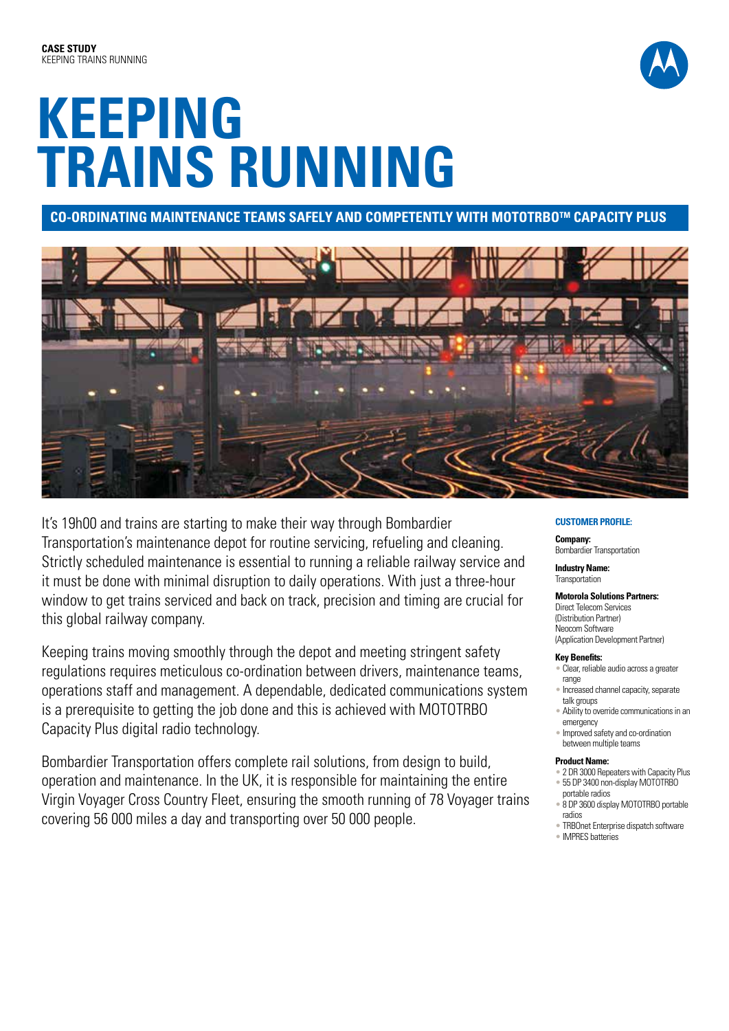**CASE STUDY**
KEEPING TRAINS RUNNING

# KEEPING TRAINS RUNNING

## CO-ORDINATING MAINTENANCE TEAMS SAFELY AND COMPETENTLY WITH MOTOTRBO™ CAPACITY PLUS

It's 19h00 and trains are starting to make their way through Bombardier Transportation's maintenance depot for routine servicing, refueling and cleaning. Strictly scheduled maintenance is essential to running a reliable railway service and it must be done with minimal disruption to daily operations. With just a three-hour window to get trains serviced and back on track, precision and timing are crucial for this global railway company.

Keeping trains moving smoothly through the depot and meeting stringent safety regulations requires meticulous co-ordination between drivers, maintenance teams, operations staff and management. A dependable, dedicated communications system is a prerequisite to getting the job done and this is achieved with MOTOTRBO Capacity Plus digital radio technology.

Bombardier Transportation offers complete rail solutions, from design to build, operation and maintenance. In the UK, it is responsible for maintaining the entire Virgin Voyager Cross Country Fleet, ensuring the smooth running of 78 Voyager trains covering 56 000 miles a day and transporting over 50 000 people.

### CUSTOMER PROFILE:

**Company:**
Bombardier Transportation

**Industry Name:**
Transportation

**Motorola Solutions Partners:**
Direct Telecom Services
(Distribution Partner)
Neocom Software
(Application Development Partner)

**Key Benefits:**
- Clear, reliable audio across a greater range
- Increased channel capacity, separate talk groups
- Ability to override communications in an emergency
- Improved safety and co-ordination between multiple teams

**Product Name:**
- 2 DR 3000 Repeaters with Capacity Plus
- 55 DP 3400 non-display MOTOTRBO portable radios
- 8 DP 3600 display MOTOTRBO portable radios
- TRBOnet Enterprise dispatch software
- IMPRES batteries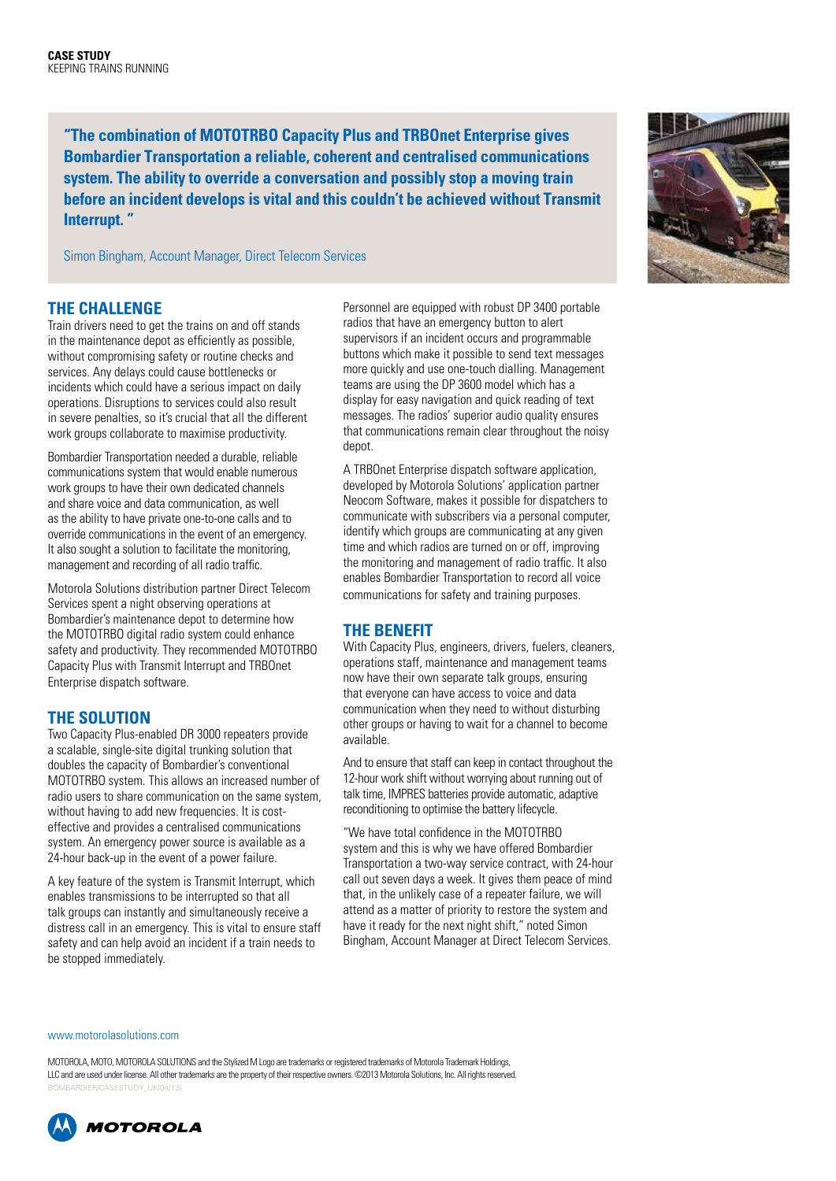**CASE STUDY**
KEEPING TRAINS RUNNING

> **"The combination of MOTOTRBO Capacity Plus and TRBOnet Enterprise gives Bombardier Transportation a reliable, coherent and centralised communications system. The ability to override a conversation and possibly stop a moving train before an incident develops is vital and this couldn't be achieved without Transmit Interrupt. "**
>
> Simon Bingham, Account Manager, Direct Telecom Services

## THE CHALLENGE

Train drivers need to get the trains on and off stands in the maintenance depot as efficiently as possible, without compromising safety or routine checks and services. Any delays could cause bottlenecks or incidents which could have a serious impact on daily operations. Disruptions to services could also result in severe penalties, so it's crucial that all the different work groups collaborate to maximise productivity.

Bombardier Transportation needed a durable, reliable communications system that would enable numerous work groups to have their own dedicated channels and share voice and data communication, as well as the ability to have private one-to-one calls and to override communications in the event of an emergency. It also sought a solution to facilitate the monitoring, management and recording of all radio traffic.

Motorola Solutions distribution partner Direct Telecom Services spent a night observing operations at Bombardier's maintenance depot to determine how the MOTOTRBO digital radio system could enhance safety and productivity. They recommended MOTOTRBO Capacity Plus with Transmit Interrupt and TRBOnet Enterprise dispatch software.

## THE SOLUTION

Two Capacity Plus-enabled DR 3000 repeaters provide a scalable, single-site digital trunking solution that doubles the capacity of Bombardier's conventional MOTOTRBO system. This allows an increased number of radio users to share communication on the same system, without having to add new frequencies. It is cost-effective and provides a centralised communications system. An emergency power source is available as a 24-hour back-up in the event of a power failure.

A key feature of the system is Transmit Interrupt, which enables transmissions to be interrupted so that all talk groups can instantly and simultaneously receive a distress call in an emergency. This is vital to ensure staff safety and can help avoid an incident if a train needs to be stopped immediately.

Personnel are equipped with robust DP 3400 portable radios that have an emergency button to alert supervisors if an incident occurs and programmable buttons which make it possible to send text messages more quickly and use one-touch dialling. Management teams are using the DP 3600 model which has a display for easy navigation and quick reading of text messages. The radios' superior audio quality ensures that communications remain clear throughout the noisy depot.

A TRBOnet Enterprise dispatch software application, developed by Motorola Solutions' application partner Neocom Software, makes it possible for dispatchers to communicate with subscribers via a personal computer, identify which groups are communicating at any given time and which radios are turned on or off, improving the monitoring and management of radio traffic. It also enables Bombardier Transportation to record all voice communications for safety and training purposes.

## THE BENEFIT

With Capacity Plus, engineers, drivers, fuelers, cleaners, operations staff, maintenance and management teams now have their own separate talk groups, ensuring that everyone can have access to voice and data communication when they need to without disturbing other groups or having to wait for a channel to become available.

And to ensure that staff can keep in contact throughout the 12-hour work shift without worrying about running out of talk time, IMPRES batteries provide automatic, adaptive reconditioning to optimise the battery lifecycle.

"We have total confidence in the MOTOTRBO system and this is why we have offered Bombardier Transportation a two-way service contract, with 24-hour call out seven days a week. It gives them peace of mind that, in the unlikely case of a repeater failure, we will attend as a matter of priority to restore the system and have it ready for the next night shift," noted Simon Bingham, Account Manager at Direct Telecom Services.

www.motorolasolutions.com

MOTOROLA, MOTO, MOTOROLA SOLUTIONS and the Stylized M Logo are trademarks or registered trademarks of Motorola Trademark Holdings, LLC and are used under license. All other trademarks are the property of their respective owners. ©2013 Motorola Solutions, Inc. All rights reserved.
BOMBARDIER/CASESTUDY_UK(04/13)

MOTOROLA